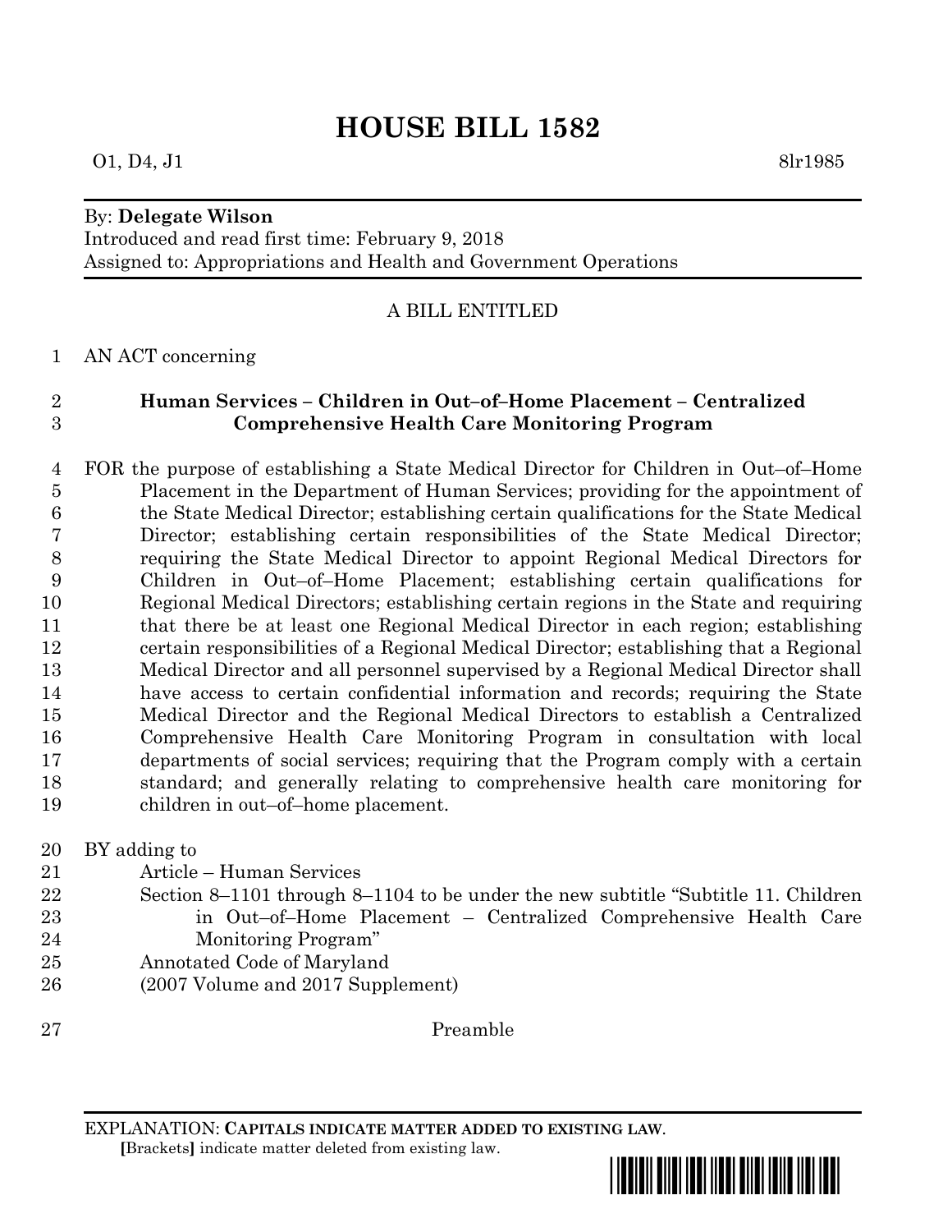# HOUSE BILL 1582

O1, D4, J1 8lr1985

By: **Delegate Wilson**
Introduced and read first time: February 9, 2018
Assigned to: Appropriations and Health and Government Operations

A BILL ENTITLED

AN ACT concerning

**Human Services – Children in Out–of–Home Placement – Centralized Comprehensive Health Care Monitoring Program**

FOR the purpose of establishing a State Medical Director for Children in Out–of–Home Placement in the Department of Human Services; providing for the appointment of the State Medical Director; establishing certain qualifications for the State Medical Director; establishing certain responsibilities of the State Medical Director; requiring the State Medical Director to appoint Regional Medical Directors for Children in Out–of–Home Placement; establishing certain qualifications for Regional Medical Directors; establishing certain regions in the State and requiring that there be at least one Regional Medical Director in each region; establishing certain responsibilities of a Regional Medical Director; establishing that a Regional Medical Director and all personnel supervised by a Regional Medical Director shall have access to certain confidential information and records; requiring the State Medical Director and the Regional Medical Directors to establish a Centralized Comprehensive Health Care Monitoring Program in consultation with local departments of social services; requiring that the Program comply with a certain standard; and generally relating to comprehensive health care monitoring for children in out–of–home placement.

BY adding to
Article – Human Services
Section 8–1101 through 8–1104 to be under the new subtitle "Subtitle 11. Children in Out–of–Home Placement – Centralized Comprehensive Health Care Monitoring Program"
Annotated Code of Maryland
(2007 Volume and 2017 Supplement)

Preamble

EXPLANATION: **CAPITALS INDICATE MATTER ADDED TO EXISTING LAW**.
**[**Brackets**]** indicate matter deleted from existing law.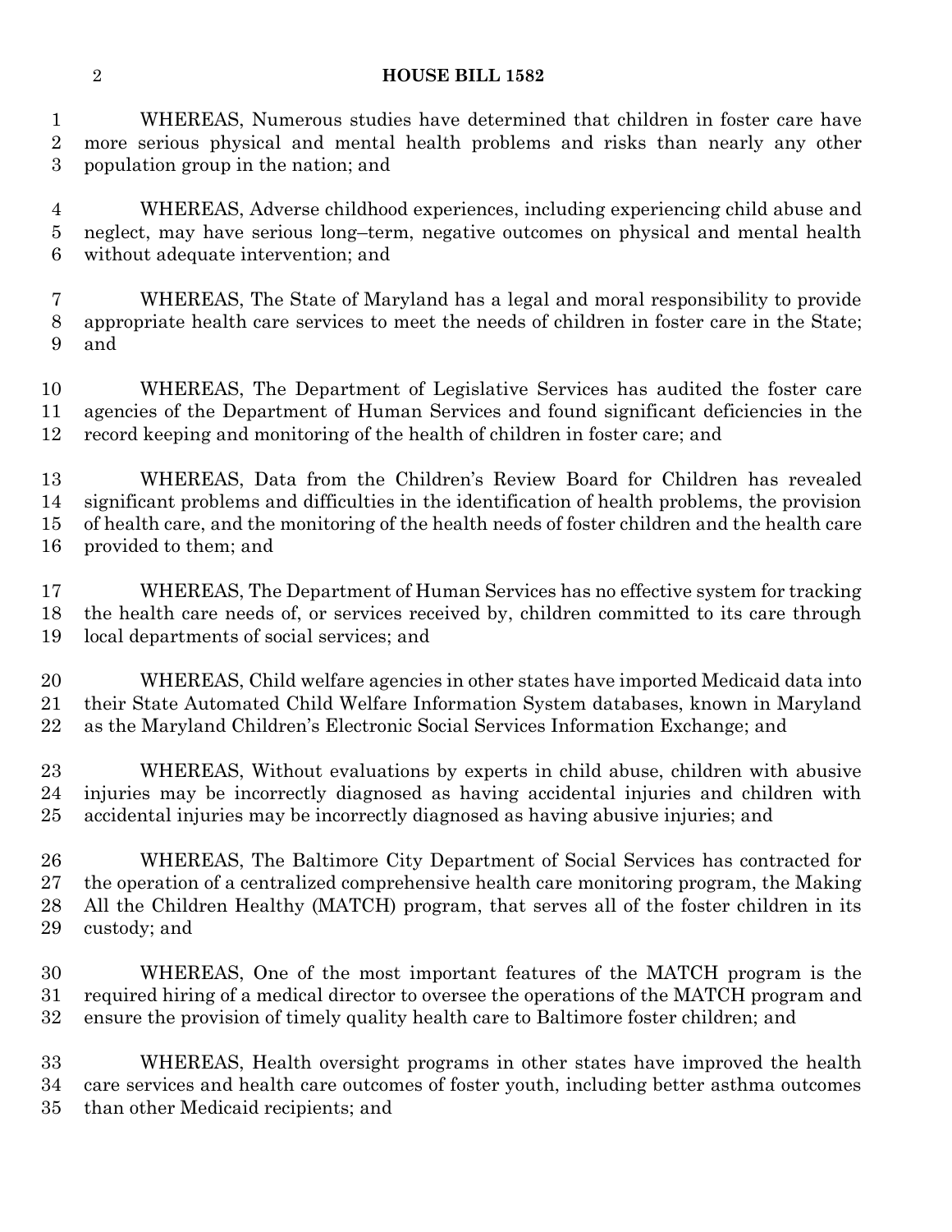WHEREAS, Numerous studies have determined that children in foster care have more serious physical and mental health problems and risks than nearly any other population group in the nation; and

WHEREAS, Adverse childhood experiences, including experiencing child abuse and neglect, may have serious long–term, negative outcomes on physical and mental health without adequate intervention; and

WHEREAS, The State of Maryland has a legal and moral responsibility to provide appropriate health care services to meet the needs of children in foster care in the State; and

WHEREAS, The Department of Legislative Services has audited the foster care agencies of the Department of Human Services and found significant deficiencies in the record keeping and monitoring of the health of children in foster care; and

WHEREAS, Data from the Children's Review Board for Children has revealed significant problems and difficulties in the identification of health problems, the provision of health care, and the monitoring of the health needs of foster children and the health care provided to them; and

WHEREAS, The Department of Human Services has no effective system for tracking the health care needs of, or services received by, children committed to its care through local departments of social services; and

WHEREAS, Child welfare agencies in other states have imported Medicaid data into their State Automated Child Welfare Information System databases, known in Maryland as the Maryland Children's Electronic Social Services Information Exchange; and

WHEREAS, Without evaluations by experts in child abuse, children with abusive injuries may be incorrectly diagnosed as having accidental injuries and children with accidental injuries may be incorrectly diagnosed as having abusive injuries; and

WHEREAS, The Baltimore City Department of Social Services has contracted for the operation of a centralized comprehensive health care monitoring program, the Making All the Children Healthy (MATCH) program, that serves all of the foster children in its custody; and

WHEREAS, One of the most important features of the MATCH program is the required hiring of a medical director to oversee the operations of the MATCH program and ensure the provision of timely quality health care to Baltimore foster children; and

WHEREAS, Health oversight programs in other states have improved the health care services and health care outcomes of foster youth, including better asthma outcomes than other Medicaid recipients; and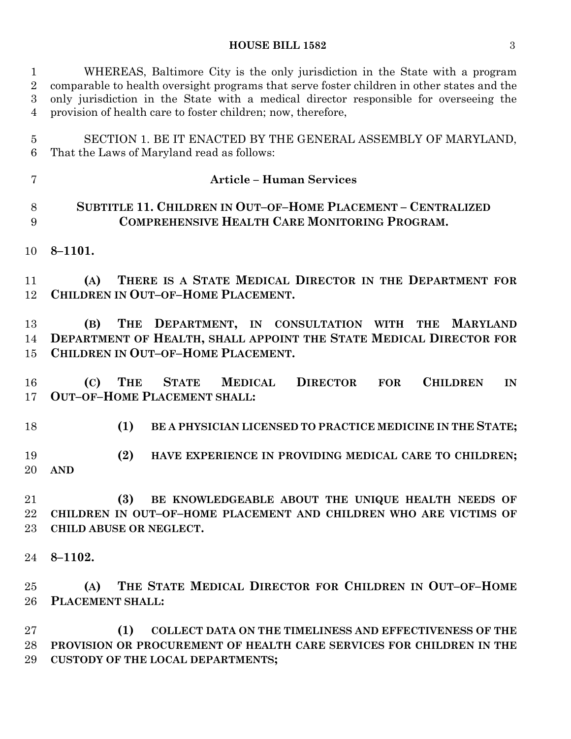WHEREAS, Baltimore City is the only jurisdiction in the State with a program comparable to health oversight programs that serve foster children in other states and the only jurisdiction in the State with a medical director responsible for overseeing the provision of health care to foster children; now, therefore,

SECTION 1. BE IT ENACTED BY THE GENERAL ASSEMBLY OF MARYLAND, That the Laws of Maryland read as follows:

**Article – Human Services**

**SUBTITLE 11. CHILDREN IN OUT–OF–HOME PLACEMENT – CENTRALIZED COMPREHENSIVE HEALTH CARE MONITORING PROGRAM.**

**8–1101.**

**(A) THERE IS A STATE MEDICAL DIRECTOR IN THE DEPARTMENT FOR CHILDREN IN OUT–OF–HOME PLACEMENT.**

**(B) THE DEPARTMENT, IN CONSULTATION WITH THE MARYLAND DEPARTMENT OF HEALTH, SHALL APPOINT THE STATE MEDICAL DIRECTOR FOR CHILDREN IN OUT–OF–HOME PLACEMENT.**

**(C) THE STATE MEDICAL DIRECTOR FOR CHILDREN IN OUT–OF–HOME PLACEMENT SHALL:**

**(1) BE A PHYSICIAN LICENSED TO PRACTICE MEDICINE IN THE STATE;**

**(2) HAVE EXPERIENCE IN PROVIDING MEDICAL CARE TO CHILDREN; AND**

**(3) BE KNOWLEDGEABLE ABOUT THE UNIQUE HEALTH NEEDS OF CHILDREN IN OUT–OF–HOME PLACEMENT AND CHILDREN WHO ARE VICTIMS OF CHILD ABUSE OR NEGLECT.**

**8–1102.**

**(A) THE STATE MEDICAL DIRECTOR FOR CHILDREN IN OUT–OF–HOME PLACEMENT SHALL:**

**(1) COLLECT DATA ON THE TIMELINESS AND EFFECTIVENESS OF THE PROVISION OR PROCUREMENT OF HEALTH CARE SERVICES FOR CHILDREN IN THE CUSTODY OF THE LOCAL DEPARTMENTS;**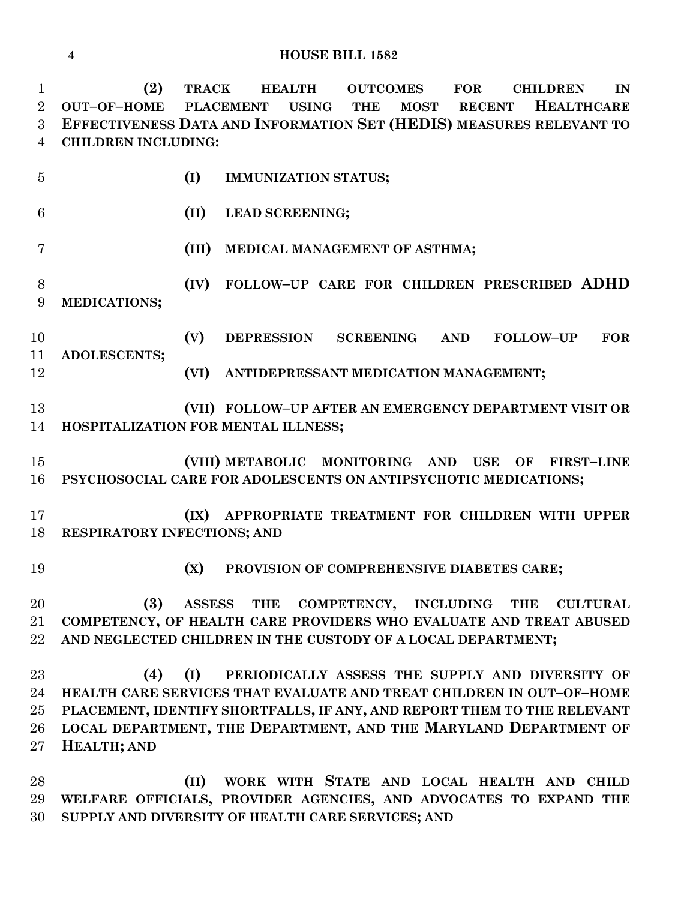**(2) TRACK HEALTH OUTCOMES FOR CHILDREN IN OUT–OF–HOME PLACEMENT USING THE MOST RECENT HEALTHCARE EFFECTIVENESS DATA AND INFORMATION SET (HEDIS) MEASURES RELEVANT TO CHILDREN INCLUDING:**

**(I) IMMUNIZATION STATUS;**

**(II) LEAD SCREENING;**

**(III) MEDICAL MANAGEMENT OF ASTHMA;**

**(IV) FOLLOW–UP CARE FOR CHILDREN PRESCRIBED ADHD MEDICATIONS;**

**(V) DEPRESSION SCREENING AND FOLLOW–UP FOR ADOLESCENTS;**

**(VI) ANTIDEPRESSANT MEDICATION MANAGEMENT;**

**(VII) FOLLOW–UP AFTER AN EMERGENCY DEPARTMENT VISIT OR HOSPITALIZATION FOR MENTAL ILLNESS;**

**(VIII) METABOLIC MONITORING AND USE OF FIRST–LINE PSYCHOSOCIAL CARE FOR ADOLESCENTS ON ANTIPSYCHOTIC MEDICATIONS;**

**(IX) APPROPRIATE TREATMENT FOR CHILDREN WITH UPPER RESPIRATORY INFECTIONS; AND**

**(X) PROVISION OF COMPREHENSIVE DIABETES CARE;**

**(3) ASSESS THE COMPETENCY, INCLUDING THE CULTURAL COMPETENCY, OF HEALTH CARE PROVIDERS WHO EVALUATE AND TREAT ABUSED AND NEGLECTED CHILDREN IN THE CUSTODY OF A LOCAL DEPARTMENT;**

**(4) (I) PERIODICALLY ASSESS THE SUPPLY AND DIVERSITY OF HEALTH CARE SERVICES THAT EVALUATE AND TREAT CHILDREN IN OUT–OF–HOME PLACEMENT, IDENTIFY SHORTFALLS, IF ANY, AND REPORT THEM TO THE RELEVANT LOCAL DEPARTMENT, THE DEPARTMENT, AND THE MARYLAND DEPARTMENT OF HEALTH; AND**

**(II) WORK WITH STATE AND LOCAL HEALTH AND CHILD WELFARE OFFICIALS, PROVIDER AGENCIES, AND ADVOCATES TO EXPAND THE SUPPLY AND DIVERSITY OF HEALTH CARE SERVICES; AND**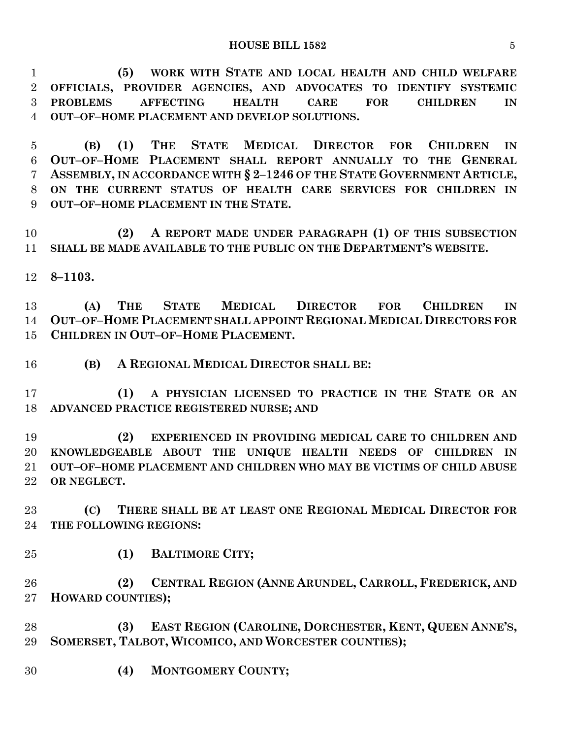**(5) WORK WITH STATE AND LOCAL HEALTH AND CHILD WELFARE OFFICIALS, PROVIDER AGENCIES, AND ADVOCATES TO IDENTIFY SYSTEMIC PROBLEMS AFFECTING HEALTH CARE FOR CHILDREN IN OUT–OF–HOME PLACEMENT AND DEVELOP SOLUTIONS.**

**(B) (1) THE STATE MEDICAL DIRECTOR FOR CHILDREN IN OUT–OF–HOME PLACEMENT SHALL REPORT ANNUALLY TO THE GENERAL ASSEMBLY, IN ACCORDANCE WITH § 2–1246 OF THE STATE GOVERNMENT ARTICLE, ON THE CURRENT STATUS OF HEALTH CARE SERVICES FOR CHILDREN IN OUT–OF–HOME PLACEMENT IN THE STATE.**

**(2) A REPORT MADE UNDER PARAGRAPH (1) OF THIS SUBSECTION SHALL BE MADE AVAILABLE TO THE PUBLIC ON THE DEPARTMENT'S WEBSITE.**

**8–1103.**

**(A) THE STATE MEDICAL DIRECTOR FOR CHILDREN IN OUT–OF–HOME PLACEMENT SHALL APPOINT REGIONAL MEDICAL DIRECTORS FOR CHILDREN IN OUT–OF–HOME PLACEMENT.**

**(B) A REGIONAL MEDICAL DIRECTOR SHALL BE:**

**(1) A PHYSICIAN LICENSED TO PRACTICE IN THE STATE OR AN ADVANCED PRACTICE REGISTERED NURSE; AND**

**(2) EXPERIENCED IN PROVIDING MEDICAL CARE TO CHILDREN AND KNOWLEDGEABLE ABOUT THE UNIQUE HEALTH NEEDS OF CHILDREN IN OUT–OF–HOME PLACEMENT AND CHILDREN WHO MAY BE VICTIMS OF CHILD ABUSE OR NEGLECT.**

**(C) THERE SHALL BE AT LEAST ONE REGIONAL MEDICAL DIRECTOR FOR THE FOLLOWING REGIONS:**

**(1) BALTIMORE CITY;**

**(2) CENTRAL REGION (ANNE ARUNDEL, CARROLL, FREDERICK, AND HOWARD COUNTIES);**

**(3) EAST REGION (CAROLINE, DORCHESTER, KENT, QUEEN ANNE'S, SOMERSET, TALBOT, WICOMICO, AND WORCESTER COUNTIES);**

**(4) MONTGOMERY COUNTY;**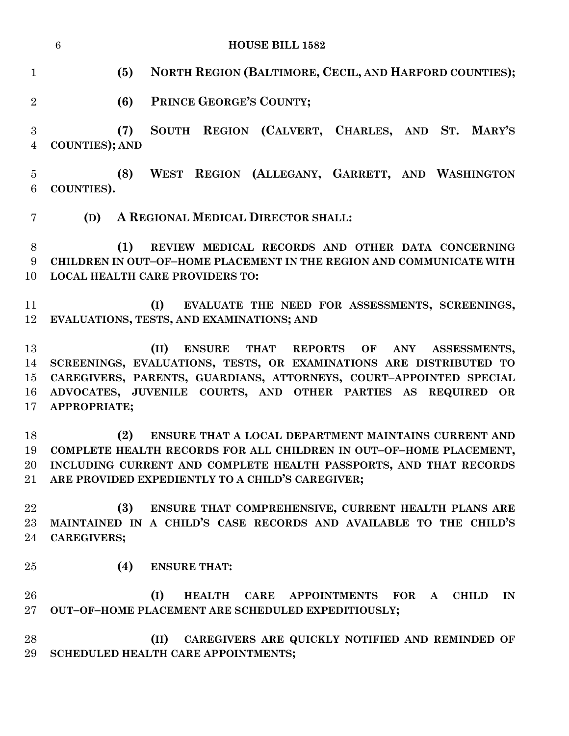**(5) NORTH REGION (BALTIMORE, CECIL, AND HARFORD COUNTIES);**

**(6) PRINCE GEORGE'S COUNTY;**

**(7) SOUTH REGION (CALVERT, CHARLES, AND ST. MARY'S COUNTIES); AND**

**(8) WEST REGION (ALLEGANY, GARRETT, AND WASHINGTON COUNTIES).**

**(D) A REGIONAL MEDICAL DIRECTOR SHALL:**

**(1) REVIEW MEDICAL RECORDS AND OTHER DATA CONCERNING CHILDREN IN OUT–OF–HOME PLACEMENT IN THE REGION AND COMMUNICATE WITH LOCAL HEALTH CARE PROVIDERS TO:**

**(I) EVALUATE THE NEED FOR ASSESSMENTS, SCREENINGS, EVALUATIONS, TESTS, AND EXAMINATIONS; AND**

**(II) ENSURE THAT REPORTS OF ANY ASSESSMENTS, SCREENINGS, EVALUATIONS, TESTS, OR EXAMINATIONS ARE DISTRIBUTED TO CAREGIVERS, PARENTS, GUARDIANS, ATTORNEYS, COURT–APPOINTED SPECIAL ADVOCATES, JUVENILE COURTS, AND OTHER PARTIES AS REQUIRED OR APPROPRIATE;**

**(2) ENSURE THAT A LOCAL DEPARTMENT MAINTAINS CURRENT AND COMPLETE HEALTH RECORDS FOR ALL CHILDREN IN OUT–OF–HOME PLACEMENT, INCLUDING CURRENT AND COMPLETE HEALTH PASSPORTS, AND THAT RECORDS ARE PROVIDED EXPEDIENTLY TO A CHILD'S CAREGIVER;**

**(3) ENSURE THAT COMPREHENSIVE, CURRENT HEALTH PLANS ARE MAINTAINED IN A CHILD'S CASE RECORDS AND AVAILABLE TO THE CHILD'S CAREGIVERS;**

**(4) ENSURE THAT:**

**(I) HEALTH CARE APPOINTMENTS FOR A CHILD IN OUT–OF–HOME PLACEMENT ARE SCHEDULED EXPEDITIOUSLY;**

**(II) CAREGIVERS ARE QUICKLY NOTIFIED AND REMINDED OF SCHEDULED HEALTH CARE APPOINTMENTS;**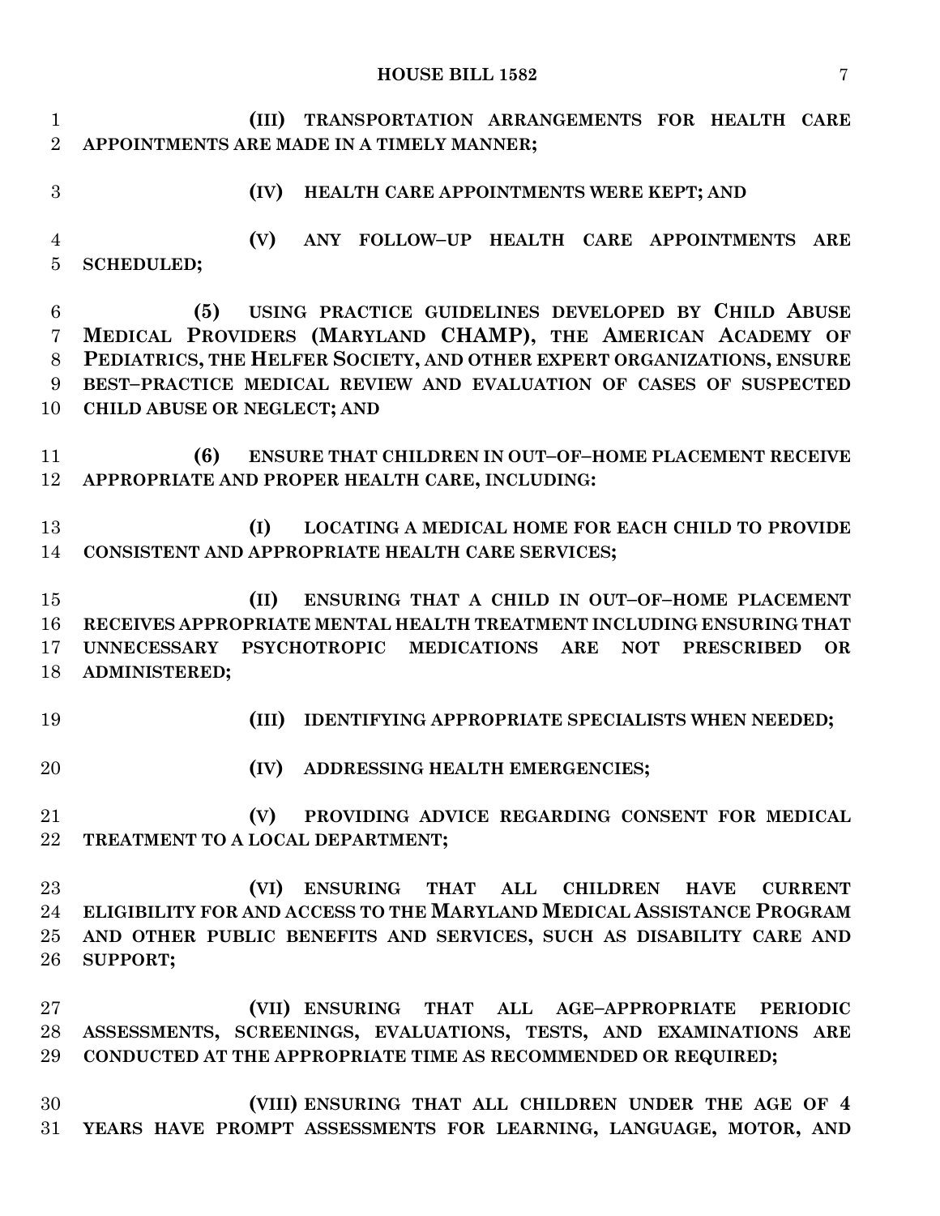**(III) TRANSPORTATION ARRANGEMENTS FOR HEALTH CARE APPOINTMENTS ARE MADE IN A TIMELY MANNER;**

**(IV) HEALTH CARE APPOINTMENTS WERE KEPT; AND**

**(V) ANY FOLLOW–UP HEALTH CARE APPOINTMENTS ARE SCHEDULED;**

**(5) USING PRACTICE GUIDELINES DEVELOPED BY CHILD ABUSE MEDICAL PROVIDERS (MARYLAND CHAMP), THE AMERICAN ACADEMY OF PEDIATRICS, THE HELFER SOCIETY, AND OTHER EXPERT ORGANIZATIONS, ENSURE BEST–PRACTICE MEDICAL REVIEW AND EVALUATION OF CASES OF SUSPECTED CHILD ABUSE OR NEGLECT; AND**

**(6) ENSURE THAT CHILDREN IN OUT–OF–HOME PLACEMENT RECEIVE APPROPRIATE AND PROPER HEALTH CARE, INCLUDING:**

**(I) LOCATING A MEDICAL HOME FOR EACH CHILD TO PROVIDE CONSISTENT AND APPROPRIATE HEALTH CARE SERVICES;**

**(II) ENSURING THAT A CHILD IN OUT–OF–HOME PLACEMENT RECEIVES APPROPRIATE MENTAL HEALTH TREATMENT INCLUDING ENSURING THAT UNNECESSARY PSYCHOTROPIC MEDICATIONS ARE NOT PRESCRIBED OR ADMINISTERED;**

**(III) IDENTIFYING APPROPRIATE SPECIALISTS WHEN NEEDED;**

**(IV) ADDRESSING HEALTH EMERGENCIES;**

**(V) PROVIDING ADVICE REGARDING CONSENT FOR MEDICAL TREATMENT TO A LOCAL DEPARTMENT;**

**(VI) ENSURING THAT ALL CHILDREN HAVE CURRENT ELIGIBILITY FOR AND ACCESS TO THE MARYLAND MEDICAL ASSISTANCE PROGRAM AND OTHER PUBLIC BENEFITS AND SERVICES, SUCH AS DISABILITY CARE AND SUPPORT;**

**(VII) ENSURING THAT ALL AGE–APPROPRIATE PERIODIC ASSESSMENTS, SCREENINGS, EVALUATIONS, TESTS, AND EXAMINATIONS ARE CONDUCTED AT THE APPROPRIATE TIME AS RECOMMENDED OR REQUIRED;**

**(VIII) ENSURING THAT ALL CHILDREN UNDER THE AGE OF 4 YEARS HAVE PROMPT ASSESSMENTS FOR LEARNING, LANGUAGE, MOTOR, AND**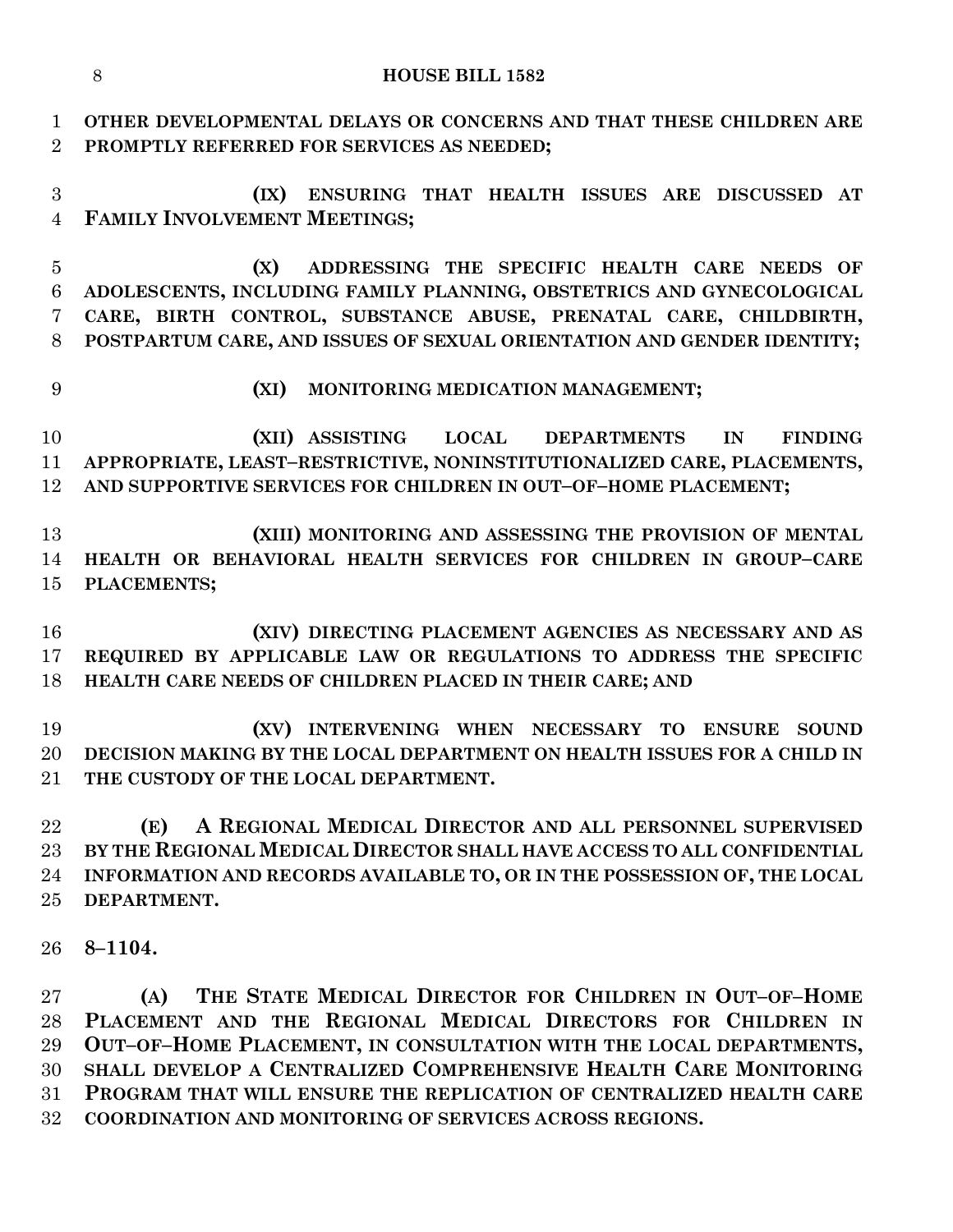**OTHER DEVELOPMENTAL DELAYS OR CONCERNS AND THAT THESE CHILDREN ARE PROMPTLY REFERRED FOR SERVICES AS NEEDED;**

**(IX) ENSURING THAT HEALTH ISSUES ARE DISCUSSED AT FAMILY INVOLVEMENT MEETINGS;**

**(X) ADDRESSING THE SPECIFIC HEALTH CARE NEEDS OF ADOLESCENTS, INCLUDING FAMILY PLANNING, OBSTETRICS AND GYNECOLOGICAL CARE, BIRTH CONTROL, SUBSTANCE ABUSE, PRENATAL CARE, CHILDBIRTH, POSTPARTUM CARE, AND ISSUES OF SEXUAL ORIENTATION AND GENDER IDENTITY;**

**(XI) MONITORING MEDICATION MANAGEMENT;**

**(XII) ASSISTING LOCAL DEPARTMENTS IN FINDING APPROPRIATE, LEAST–RESTRICTIVE, NONINSTITUTIONALIZED CARE, PLACEMENTS, AND SUPPORTIVE SERVICES FOR CHILDREN IN OUT–OF–HOME PLACEMENT;**

**(XIII) MONITORING AND ASSESSING THE PROVISION OF MENTAL HEALTH OR BEHAVIORAL HEALTH SERVICES FOR CHILDREN IN GROUP–CARE PLACEMENTS;**

**(XIV) DIRECTING PLACEMENT AGENCIES AS NECESSARY AND AS REQUIRED BY APPLICABLE LAW OR REGULATIONS TO ADDRESS THE SPECIFIC HEALTH CARE NEEDS OF CHILDREN PLACED IN THEIR CARE; AND**

**(XV) INTERVENING WHEN NECESSARY TO ENSURE SOUND DECISION MAKING BY THE LOCAL DEPARTMENT ON HEALTH ISSUES FOR A CHILD IN THE CUSTODY OF THE LOCAL DEPARTMENT.**

**(E) A REGIONAL MEDICAL DIRECTOR AND ALL PERSONNEL SUPERVISED BY THE REGIONAL MEDICAL DIRECTOR SHALL HAVE ACCESS TO ALL CONFIDENTIAL INFORMATION AND RECORDS AVAILABLE TO, OR IN THE POSSESSION OF, THE LOCAL DEPARTMENT.**

**8–1104.**

**(A) THE STATE MEDICAL DIRECTOR FOR CHILDREN IN OUT–OF–HOME PLACEMENT AND THE REGIONAL MEDICAL DIRECTORS FOR CHILDREN IN OUT–OF–HOME PLACEMENT, IN CONSULTATION WITH THE LOCAL DEPARTMENTS, SHALL DEVELOP A CENTRALIZED COMPREHENSIVE HEALTH CARE MONITORING PROGRAM THAT WILL ENSURE THE REPLICATION OF CENTRALIZED HEALTH CARE COORDINATION AND MONITORING OF SERVICES ACROSS REGIONS.**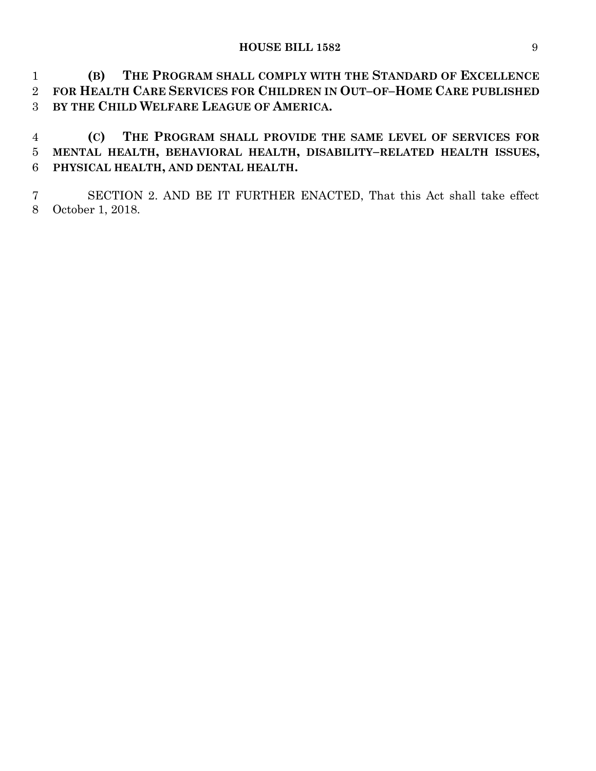**(B) THE PROGRAM SHALL COMPLY WITH THE STANDARD OF EXCELLENCE FOR HEALTH CARE SERVICES FOR CHILDREN IN OUT–OF–HOME CARE PUBLISHED BY THE CHILD WELFARE LEAGUE OF AMERICA.**

**(C) THE PROGRAM SHALL PROVIDE THE SAME LEVEL OF SERVICES FOR MENTAL HEALTH, BEHAVIORAL HEALTH, DISABILITY–RELATED HEALTH ISSUES, PHYSICAL HEALTH, AND DENTAL HEALTH.**

SECTION 2. AND BE IT FURTHER ENACTED, That this Act shall take effect October 1, 2018.